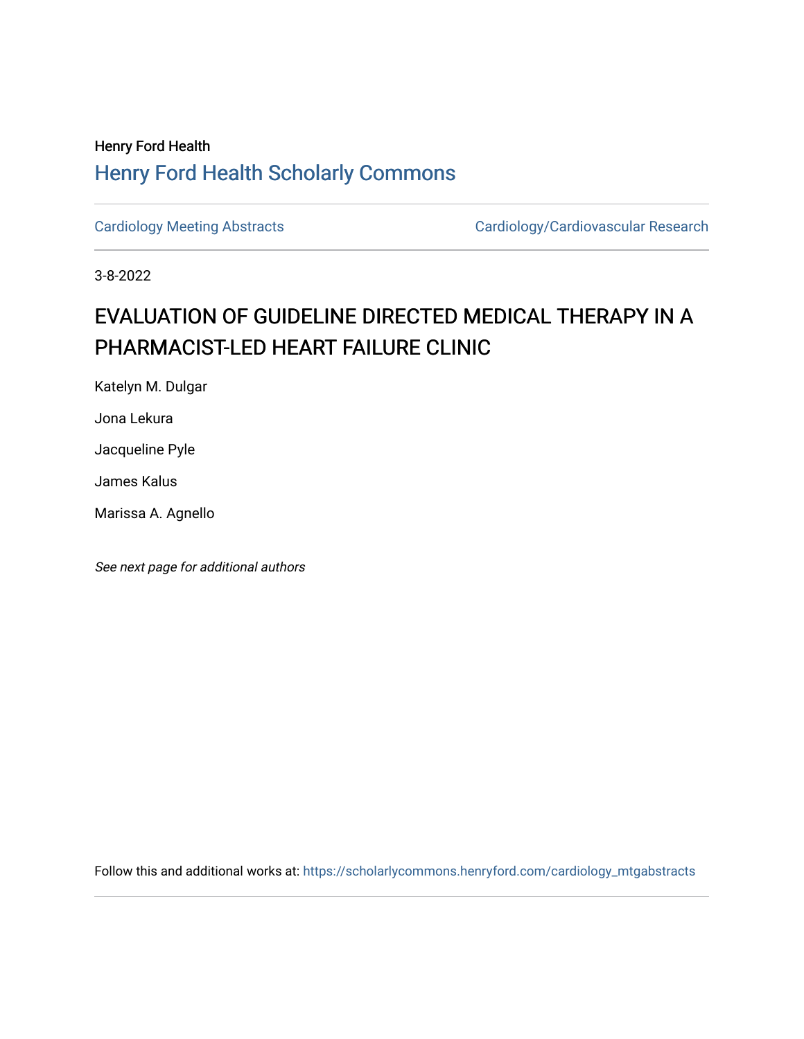Henry Ford Health

# Henry Ford Health Scholarly Commons

Cardiology Meeting Abstracts | Cardiology/Cardiovascular Research

3-8-2022

## EVALUATION OF GUIDELINE DIRECTED MEDICAL THERAPY IN A PHARMACIST-LED HEART FAILURE CLINIC

Katelyn M. Dulgar

Jona Lekura

Jacqueline Pyle

James Kalus

Marissa A. Agnello

*See next page for additional authors*

Follow this and additional works at: https://scholarlycommons.henryford.com/cardiology_mtgabstracts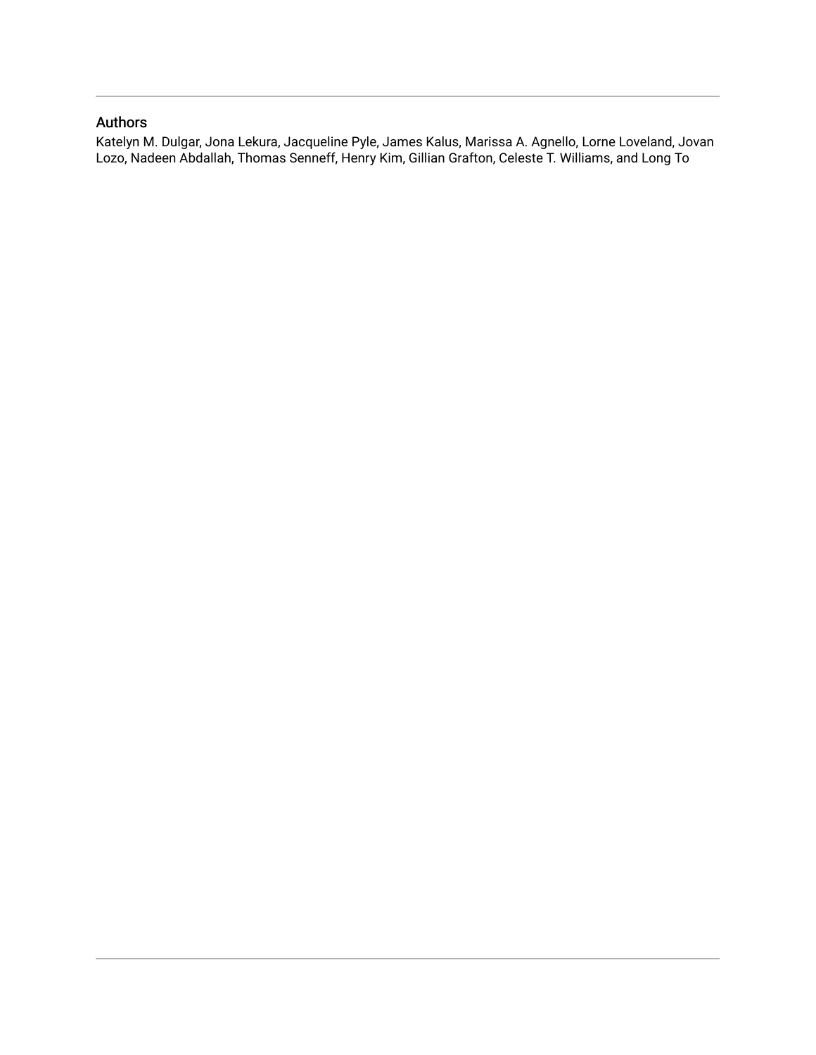## Authors

Katelyn M. Dulgar, Jona Lekura, Jacqueline Pyle, James Kalus, Marissa A. Agnello, Lorne Loveland, Jovan Lozo, Nadeen Abdallah, Thomas Senneff, Henry Kim, Gillian Grafton, Celeste T. Williams, and Long To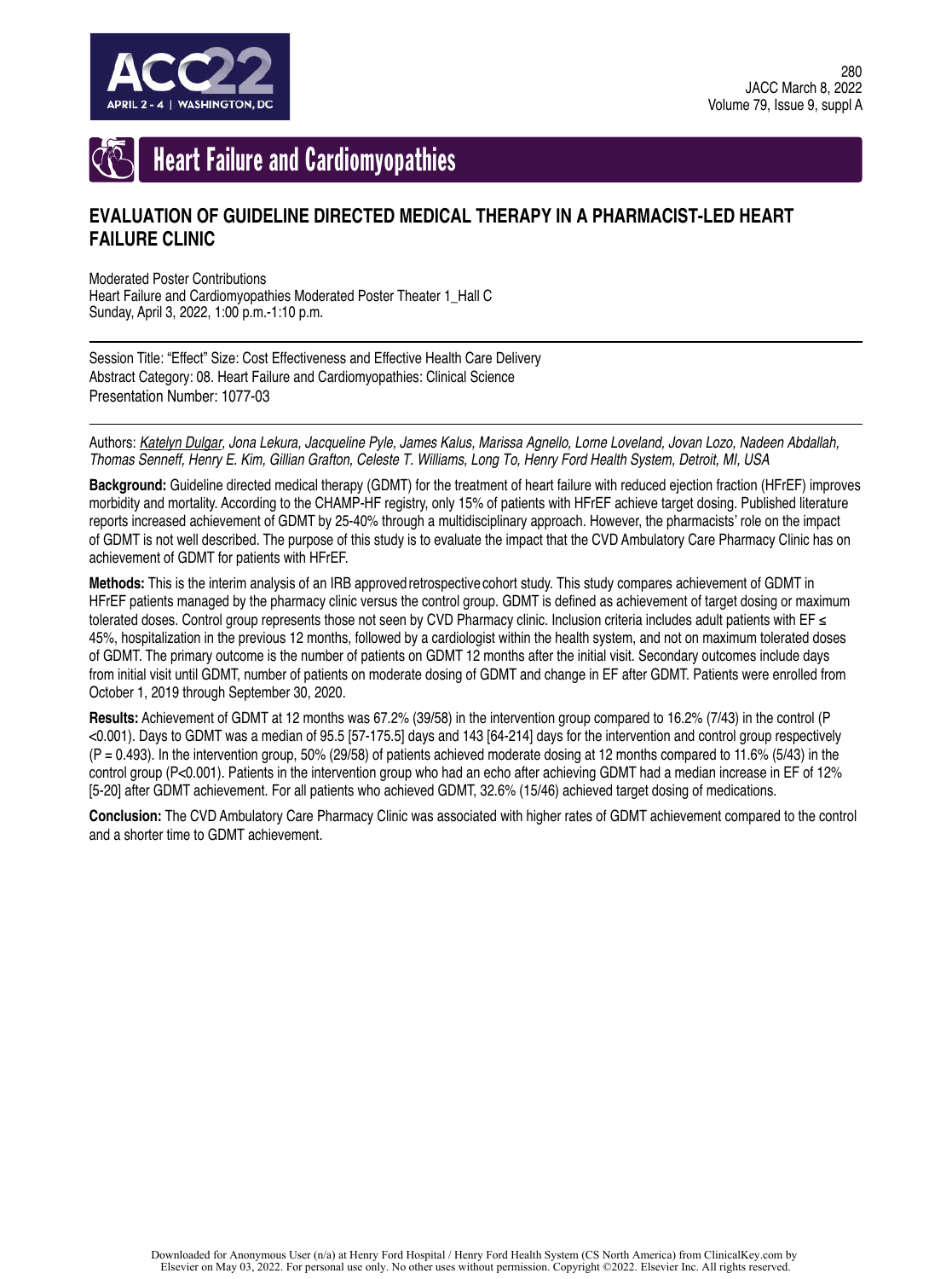## Heart Failure and Cardiomyopathies

# EVALUATION OF GUIDELINE DIRECTED MEDICAL THERAPY IN A PHARMACIST-LED HEART FAILURE CLINIC

Moderated Poster Contributions
Heart Failure and Cardiomyopathies Moderated Poster Theater 1_Hall C
Sunday, April 3, 2022, 1:00 p.m.-1:10 p.m.

---

Session Title: “Effect” Size: Cost Effectiveness and Effective Health Care Delivery
Abstract Category: 08. Heart Failure and Cardiomyopathies: Clinical Science
Presentation Number: 1077-03

---

Authors: *Katelyn Dulgar, Jona Lekura, Jacqueline Pyle, James Kalus, Marissa Agnello, Lorne Loveland, Jovan Lozo, Nadeen Abdallah, Thomas Senneff, Henry E. Kim, Gillian Grafton, Celeste T. Williams, Long To, Henry Ford Health System, Detroit, MI, USA*

**Background:** Guideline directed medical therapy (GDMT) for the treatment of heart failure with reduced ejection fraction (HFrEF) improves morbidity and mortality. According to the CHAMP-HF registry, only 15% of patients with HFrEF achieve target dosing. Published literature reports increased achievement of GDMT by 25-40% through a multidisciplinary approach. However, the pharmacists’ role on the impact of GDMT is not well described. The purpose of this study is to evaluate the impact that the CVD Ambulatory Care Pharmacy Clinic has on achievement of GDMT for patients with HFrEF.

**Methods:** This is the interim analysis of an IRB approved retrospective cohort study. This study compares achievement of GDMT in HFrEF patients managed by the pharmacy clinic versus the control group. GDMT is defined as achievement of target dosing or maximum tolerated doses. Control group represents those not seen by CVD Pharmacy clinic. Inclusion criteria includes adult patients with EF ≤ 45%, hospitalization in the previous 12 months, followed by a cardiologist within the health system, and not on maximum tolerated doses of GDMT. The primary outcome is the number of patients on GDMT 12 months after the initial visit. Secondary outcomes include days from initial visit until GDMT, number of patients on moderate dosing of GDMT and change in EF after GDMT. Patients were enrolled from October 1, 2019 through September 30, 2020.

**Results:** Achievement of GDMT at 12 months was 67.2% (39/58) in the intervention group compared to 16.2% (7/43) in the control ($P < 0.001$). Days to GDMT was a median of 95.5 [57-175.5] days and 143 [64-214] days for the intervention and control group respectively ($P = 0.493$). In the intervention group, 50% (29/58) of patients achieved moderate dosing at 12 months compared to 11.6% (5/43) in the control group ($P<0.001$). Patients in the intervention group who had an echo after achieving GDMT had a median increase in EF of 12% [5-20] after GDMT achievement. For all patients who achieved GDMT, 32.6% (15/46) achieved target dosing of medications.

**Conclusion:** The CVD Ambulatory Care Pharmacy Clinic was associated with higher rates of GDMT achievement compared to the control and a shorter time to GDMT achievement.